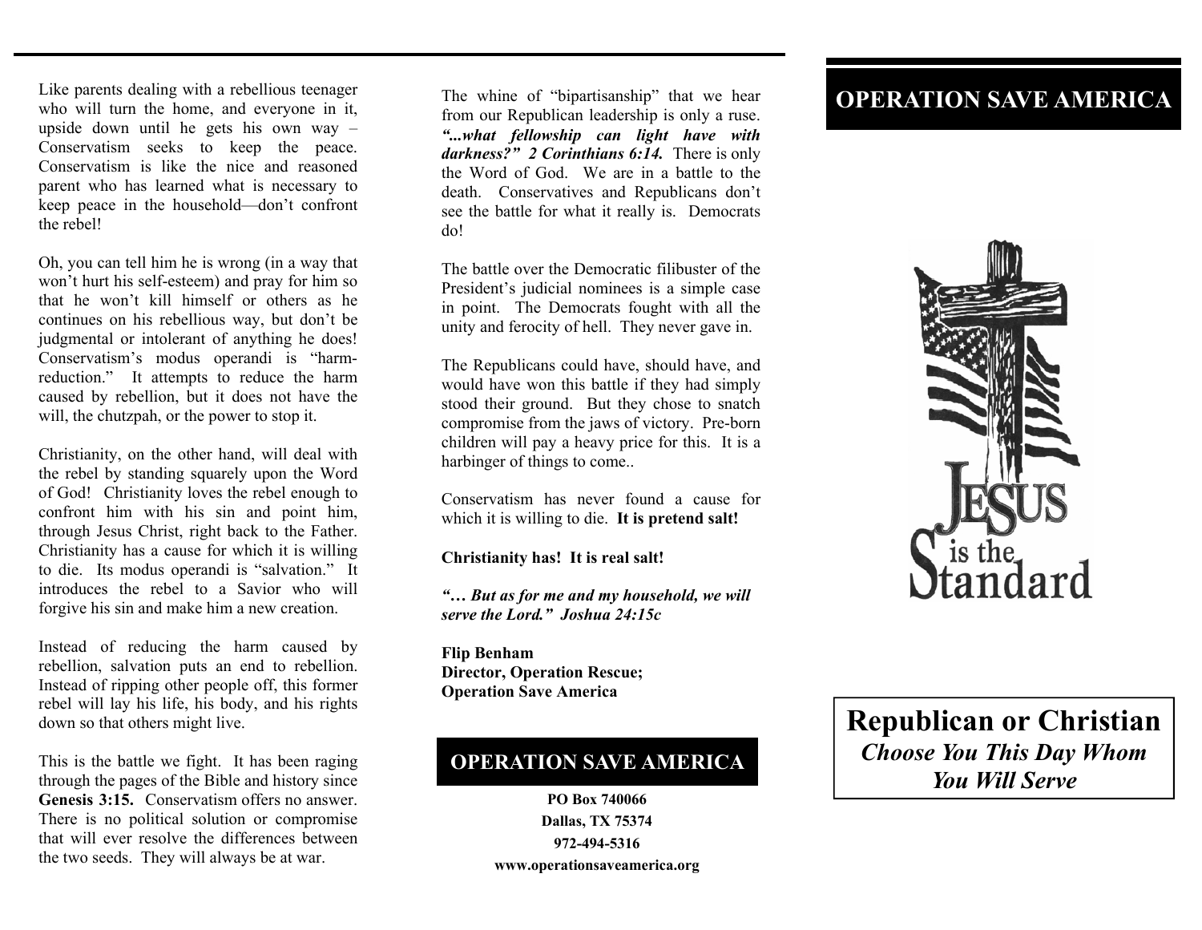Like parents dealing with a rebellious teenager who will turn the home, and everyone in it, upside down until he gets his own way – Conservatism seeks to keep the peace. Conservatism is like the nice and reasoned parent who has learned what is necessary to keep peace in the household—don't confront the rebel!

Oh, you can tell him he is wrong (in a way that won't hurt his self-esteem) and pray for him so that he won't kill himself or others as he continues on his rebellious way, but don't be judgmental or intolerant of anything he does! Conservatism's modus operandi is "harm-reduction." It attempts to reduce the harm caused by rebellion, but it does not have the will, the chutzpah, or the power to stop it.

Christianity, on the other hand, will deal with the rebel by standing squarely upon the Word of God! Christianity loves the rebel enough to confront him with his sin and point him, through Jesus Christ, right back to the Father. Christianity has a cause for which it is willing to die. Its modus operandi is "salvation." It introduces the rebel to a Savior who will forgive his sin and make him a new creation.

Instead of reducing the harm caused by rebellion, salvation puts an end to rebellion. Instead of ripping other people off, this former rebel will lay his life, his body, and his rights down so that others might live.

This is the battle we fight. It has been raging through the pages of the Bible and history since **Genesis 3:15.** Conservatism offers no answer. There is no political solution or compromise that will ever resolve the differences between the two seeds. They will always be at war.

The whine of "bipartisanship" that we hear from our Republican leadership is only a ruse. ***"...what fellowship can light have with darkness?" 2 Corinthians 6:14.*** There is only the Word of God. We are in a battle to the death. Conservatives and Republicans don't see the battle for what it really is. Democrats do!

The battle over the Democratic filibuster of the President's judicial nominees is a simple case in point. The Democrats fought with all the unity and ferocity of hell. They never gave in.

The Republicans could have, should have, and would have won this battle if they had simply stood their ground. But they chose to snatch compromise from the jaws of victory. Pre-born children will pay a heavy price for this. It is a harbinger of things to come..

Conservatism has never found a cause for which it is willing to die. **It is pretend salt!**

**Christianity has! It is real salt!**

***"… But as for me and my household, we will serve the Lord." Joshua 24:15c***

**Flip Benham**
**Director, Operation Rescue;**
**Operation Save America**

## OPERATION SAVE AMERICA

**PO Box 740066**
**Dallas, TX 75374**
**972-494-5316**
**www.operationsaveamerica.org**

## OPERATION SAVE AMERICA

JESUS is the Standard

# Republican or Christian

***Choose You This Day Whom You Will Serve***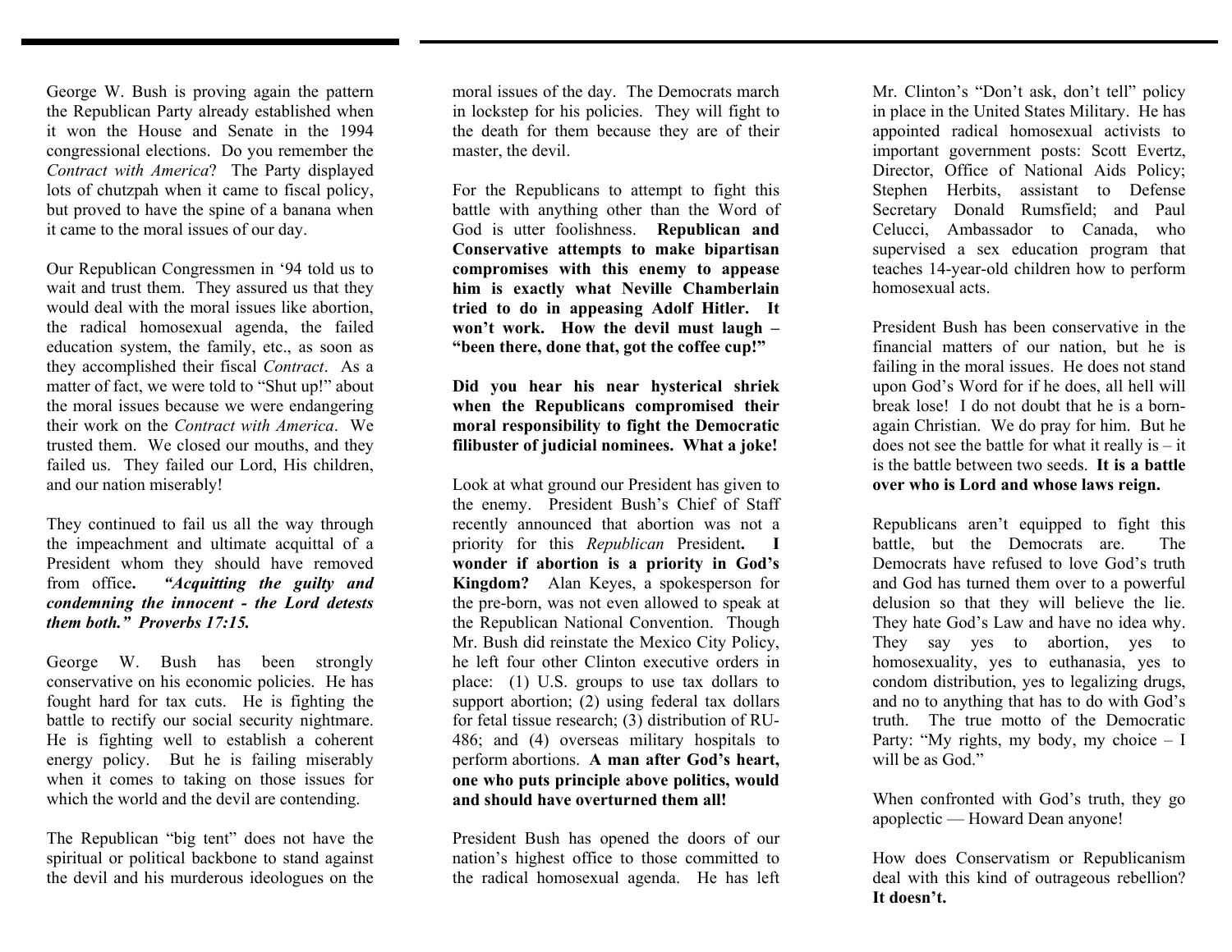George W. Bush is proving again the pattern the Republican Party already established when it won the House and Senate in the 1994 congressional elections. Do you remember the *Contract with America*? The Party displayed lots of chutzpah when it came to fiscal policy, but proved to have the spine of a banana when it came to the moral issues of our day.

Our Republican Congressmen in '94 told us to wait and trust them. They assured us that they would deal with the moral issues like abortion, the radical homosexual agenda, the failed education system, the family, etc., as soon as they accomplished their fiscal *Contract*. As a matter of fact, we were told to "Shut up!" about the moral issues because we were endangering their work on the *Contract with America*. We trusted them. We closed our mouths, and they failed us. They failed our Lord, His children, and our nation miserably!

They continued to fail us all the way through the impeachment and ultimate acquittal of a President whom they should have removed from office**.** ***"Acquitting the guilty and condemning the innocent - the Lord detests them both." Proverbs 17:15.***

George W. Bush has been strongly conservative on his economic policies. He has fought hard for tax cuts. He is fighting the battle to rectify our social security nightmare. He is fighting well to establish a coherent energy policy. But he is failing miserably when it comes to taking on those issues for which the world and the devil are contending.

The Republican "big tent" does not have the spiritual or political backbone to stand against the devil and his murderous ideologues on the moral issues of the day. The Democrats march in lockstep for his policies. They will fight to the death for them because they are of their master, the devil.

For the Republicans to attempt to fight this battle with anything other than the Word of God is utter foolishness. **Republican and Conservative attempts to make bipartisan compromises with this enemy to appease him is exactly what Neville Chamberlain tried to do in appeasing Adolf Hitler. It won't work. How the devil must laugh – "been there, done that, got the coffee cup!"**

**Did you hear his near hysterical shriek when the Republicans compromised their moral responsibility to fight the Democratic filibuster of judicial nominees. What a joke!**

Look at what ground our President has given to the enemy. President Bush's Chief of Staff recently announced that abortion was not a priority for this *Republican* President**. I wonder if abortion is a priority in God's Kingdom?** Alan Keyes, a spokesperson for the pre-born, was not even allowed to speak at the Republican National Convention. Though Mr. Bush did reinstate the Mexico City Policy, he left four other Clinton executive orders in place: (1) U.S. groups to use tax dollars to support abortion; (2) using federal tax dollars for fetal tissue research; (3) distribution of RU-486; and (4) overseas military hospitals to perform abortions. **A man after God's heart, one who puts principle above politics, would and should have overturned them all!**

President Bush has opened the doors of our nation's highest office to those committed to the radical homosexual agenda. He has left Mr. Clinton's "Don't ask, don't tell" policy in place in the United States Military. He has appointed radical homosexual activists to important government posts: Scott Evertz, Director, Office of National Aids Policy; Stephen Herbits, assistant to Defense Secretary Donald Rumsfeld; and Paul Celucci, Ambassador to Canada, who supervised a sex education program that teaches 14-year-old children how to perform homosexual acts.

President Bush has been conservative in the financial matters of our nation, but he is failing in the moral issues. He does not stand upon God's Word for if he does, all hell will break lose! I do not doubt that he is a born-again Christian. We do pray for him. But he does not see the battle for what it really is – it is the battle between two seeds. **It is a battle over who is Lord and whose laws reign.**

Republicans aren't equipped to fight this battle, but the Democrats are. The Democrats have refused to love God's truth and God has turned them over to a powerful delusion so that they will believe the lie. They hate God's Law and have no idea why. They say yes to abortion, yes to homosexuality, yes to euthanasia, yes to condom distribution, yes to legalizing drugs, and no to anything that has to do with God's truth. The true motto of the Democratic Party: "My rights, my body, my choice – I will be as God."

When confronted with God's truth, they go apoplectic — Howard Dean anyone!

How does Conservatism or Republicanism deal with this kind of outrageous rebellion? **It doesn't.**